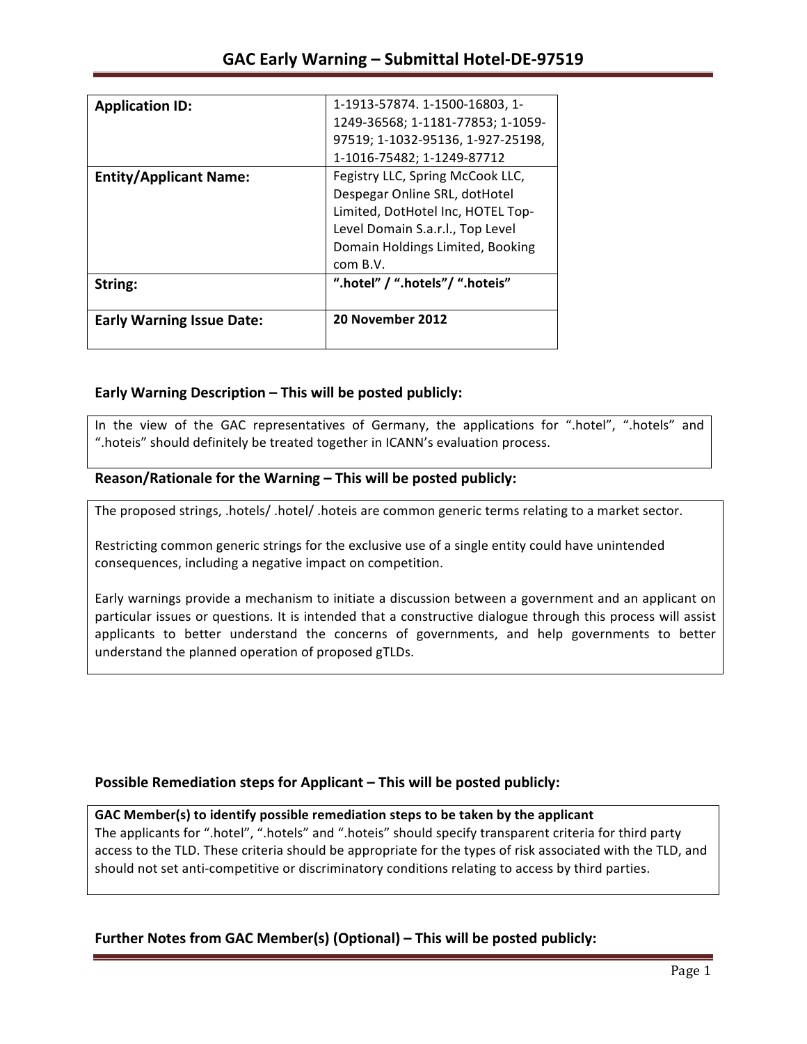# GAC Early Warning – Submittal Hotel-DE-97519

| | |
|---|---|
| **Application ID:** | 1-1913-57874. 1-1500-16803, 1-1249-36568; 1-1181-77853; 1-1059-97519; 1-1032-95136, 1-927-25198, 1-1016-75482; 1-1249-87712 |
| **Entity/Applicant Name:** | Fegistry LLC, Spring McCook LLC, Despegar Online SRL, dotHotel Limited, DotHotel Inc, HOTEL Top-Level Domain S.a.r.l., Top Level Domain Holdings Limited, Booking com B.V. |
| **String:** | **".hotel" / ".hotels"/ ".hoteis"** |
| **Early Warning Issue Date:** | **20 November 2012** |

## Early Warning Description – This will be posted publicly:

In the view of the GAC representatives of Germany, the applications for ".hotel", ".hotels" and ".hoteis" should definitely be treated together in ICANN's evaluation process.

## Reason/Rationale for the Warning – This will be posted publicly:

The proposed strings, .hotels/ .hotel/ .hoteis are common generic terms relating to a market sector.

Restricting common generic strings for the exclusive use of a single entity could have unintended consequences, including a negative impact on competition.

Early warnings provide a mechanism to initiate a discussion between a government and an applicant on particular issues or questions. It is intended that a constructive dialogue through this process will assist applicants to better understand the concerns of governments, and help governments to better understand the planned operation of proposed gTLDs.

## Possible Remediation steps for Applicant – This will be posted publicly:

**GAC Member(s) to identify possible remediation steps to be taken by the applicant**

The applicants for ".hotel", ".hotels" and ".hoteis" should specify transparent criteria for third party access to the TLD. These criteria should be appropriate for the types of risk associated with the TLD, and should not set anti-competitive or discriminatory conditions relating to access by third parties.

## Further Notes from GAC Member(s) (Optional) – This will be posted publicly: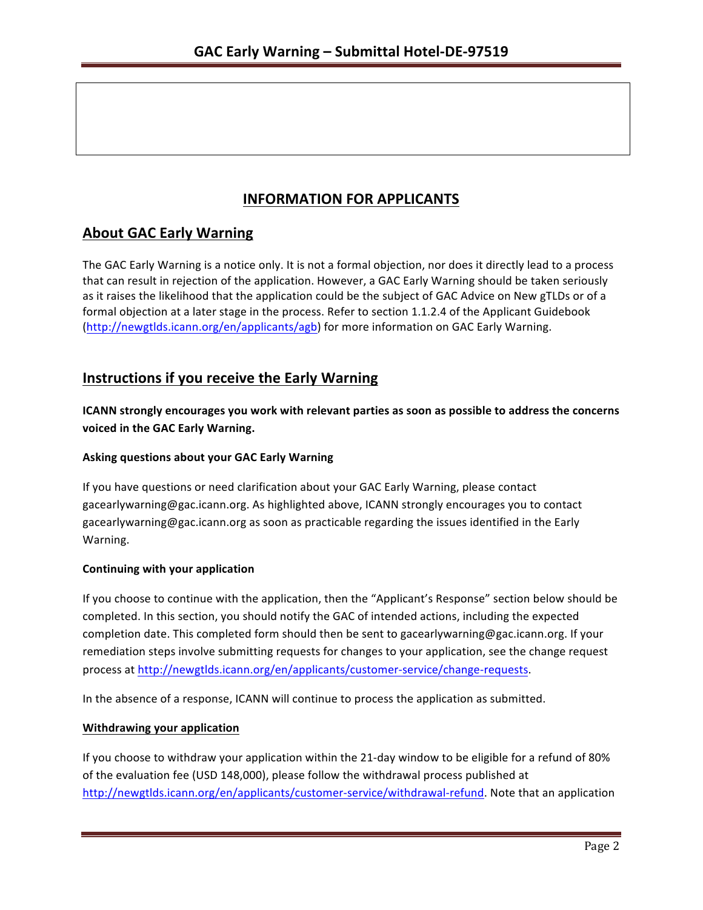## INFORMATION FOR APPLICANTS

## About GAC Early Warning

The GAC Early Warning is a notice only. It is not a formal objection, nor does it directly lead to a process that can result in rejection of the application. However, a GAC Early Warning should be taken seriously as it raises the likelihood that the application could be the subject of GAC Advice on New gTLDs or of a formal objection at a later stage in the process. Refer to section 1.1.2.4 of the Applicant Guidebook (http://newgtlds.icann.org/en/applicants/agb) for more information on GAC Early Warning.

## Instructions if you receive the Early Warning

**ICANN strongly encourages you work with relevant parties as soon as possible to address the concerns voiced in the GAC Early Warning.**

#### Asking questions about your GAC Early Warning

If you have questions or need clarification about your GAC Early Warning, please contact gacearlywarning@gac.icann.org. As highlighted above, ICANN strongly encourages you to contact gacearlywarning@gac.icann.org as soon as practicable regarding the issues identified in the Early Warning.

#### Continuing with your application

If you choose to continue with the application, then the "Applicant's Response" section below should be completed. In this section, you should notify the GAC of intended actions, including the expected completion date. This completed form should then be sent to gacearlywarning@gac.icann.org. If your remediation steps involve submitting requests for changes to your application, see the change request process at http://newgtlds.icann.org/en/applicants/customer-service/change-requests.

In the absence of a response, ICANN will continue to process the application as submitted.

#### Withdrawing your application

If you choose to withdraw your application within the 21-day window to be eligible for a refund of 80% of the evaluation fee (USD 148,000), please follow the withdrawal process published at http://newgtlds.icann.org/en/applicants/customer-service/withdrawal-refund. Note that an application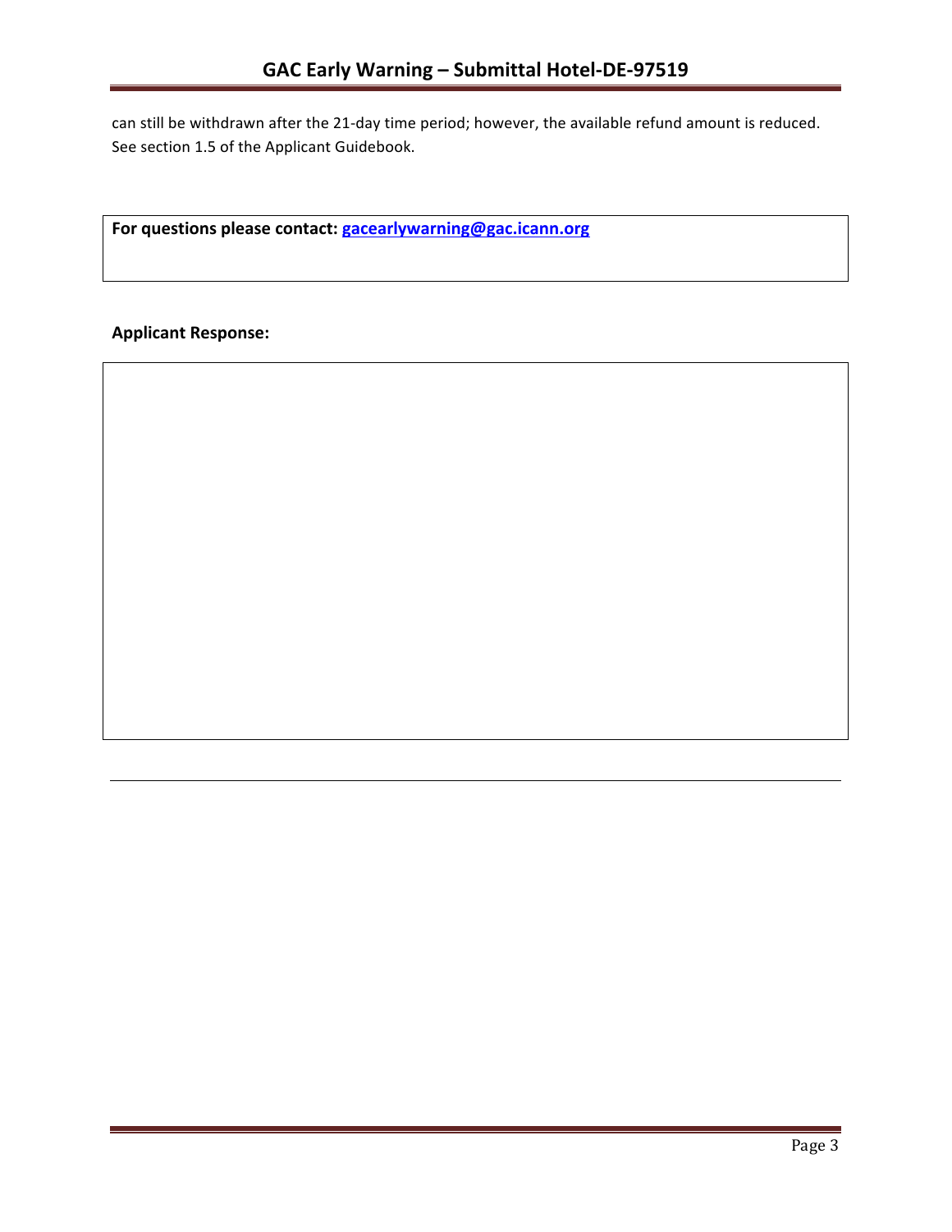can still be withdrawn after the 21-day time period; however, the available refund amount is reduced. See section 1.5 of the Applicant Guidebook.

**For questions please contact: gacearlywarning@gac.icann.org**

**Applicant Response:**